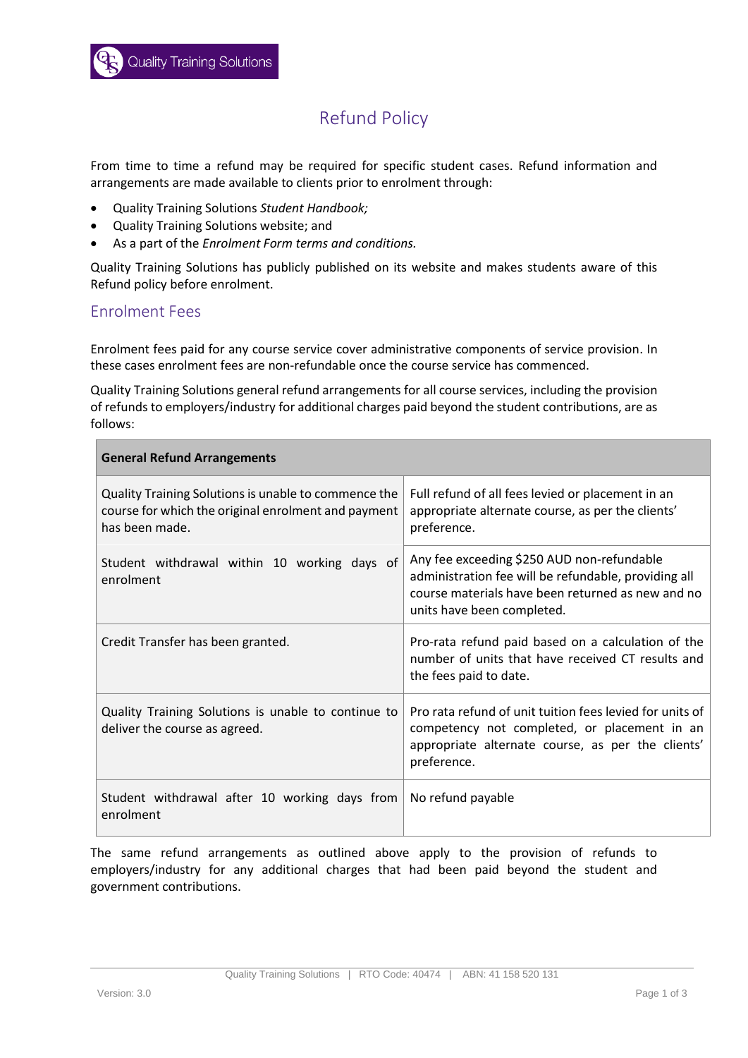# Refund Policy

From time to time a refund may be required for specific student cases. Refund information and arrangements are made available to clients prior to enrolment through:

- Quality Training Solutions *Student Handbook;*
- Quality Training Solutions website; and
- As a part of the *Enrolment Form terms and conditions.*

Quality Training Solutions has publicly published on its website and makes students aware of this Refund policy before enrolment.

## Enrolment Fees

Enrolment fees paid for any course service cover administrative components of service provision. In these cases enrolment fees are non-refundable once the course service has commenced.

Quality Training Solutions general refund arrangements for all course services, including the provision of refunds to employers/industry for additional charges paid beyond the student contributions, are as follows:

| **General Refund Arrangements** | |
|---|---|
| Quality Training Solutions is unable to commence the course for which the original enrolment and payment has been made. | Full refund of all fees levied or placement in an appropriate alternate course, as per the clients' preference. |
| Student withdrawal within 10 working days of enrolment | Any fee exceeding $250 AUD non-refundable administration fee will be refundable, providing all course materials have been returned as new and no units have been completed. |
| Credit Transfer has been granted. | Pro-rata refund paid based on a calculation of the number of units that have received CT results and the fees paid to date. |
| Quality Training Solutions is unable to continue to deliver the course as agreed. | Pro rata refund of unit tuition fees levied for units of competency not completed, or placement in an appropriate alternate course, as per the clients' preference. |
| Student withdrawal after 10 working days from enrolment | No refund payable |

The same refund arrangements as outlined above apply to the provision of refunds to employers/industry for any additional charges that had been paid beyond the student and government contributions.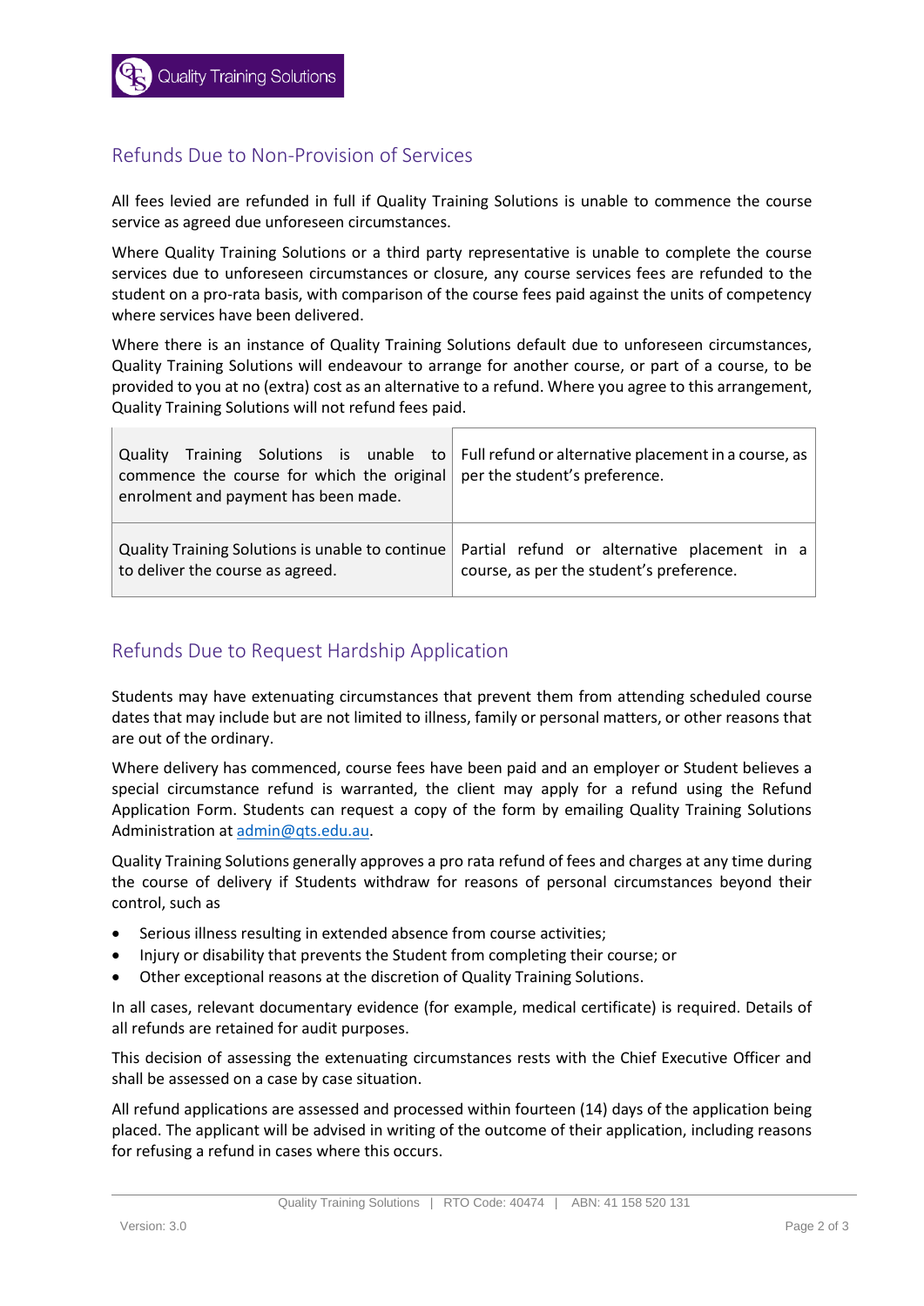## Refunds Due to Non-Provision of Services

All fees levied are refunded in full if Quality Training Solutions is unable to commence the course service as agreed due unforeseen circumstances.

Where Quality Training Solutions or a third party representative is unable to complete the course services due to unforeseen circumstances or closure, any course services fees are refunded to the student on a pro-rata basis, with comparison of the course fees paid against the units of competency where services have been delivered.

Where there is an instance of Quality Training Solutions default due to unforeseen circumstances, Quality Training Solutions will endeavour to arrange for another course, or part of a course, to be provided to you at no (extra) cost as an alternative to a refund. Where you agree to this arrangement, Quality Training Solutions will not refund fees paid.

| | |
|---|---|
| Quality Training Solutions is unable to commence the course for which the original enrolment and payment has been made. | Full refund or alternative placement in a course, as per the student's preference. |
| Quality Training Solutions is unable to continue to deliver the course as agreed. | Partial refund or alternative placement in a course, as per the student's preference. |

## Refunds Due to Request Hardship Application

Students may have extenuating circumstances that prevent them from attending scheduled course dates that may include but are not limited to illness, family or personal matters, or other reasons that are out of the ordinary.

Where delivery has commenced, course fees have been paid and an employer or Student believes a special circumstance refund is warranted, the client may apply for a refund using the Refund Application Form. Students can request a copy of the form by emailing Quality Training Solutions Administration at admin@qts.edu.au.

Quality Training Solutions generally approves a pro rata refund of fees and charges at any time during the course of delivery if Students withdraw for reasons of personal circumstances beyond their control, such as

- Serious illness resulting in extended absence from course activities;
- Injury or disability that prevents the Student from completing their course; or
- Other exceptional reasons at the discretion of Quality Training Solutions.

In all cases, relevant documentary evidence (for example, medical certificate) is required. Details of all refunds are retained for audit purposes.

This decision of assessing the extenuating circumstances rests with the Chief Executive Officer and shall be assessed on a case by case situation.

All refund applications are assessed and processed within fourteen (14) days of the application being placed. The applicant will be advised in writing of the outcome of their application, including reasons for refusing a refund in cases where this occurs.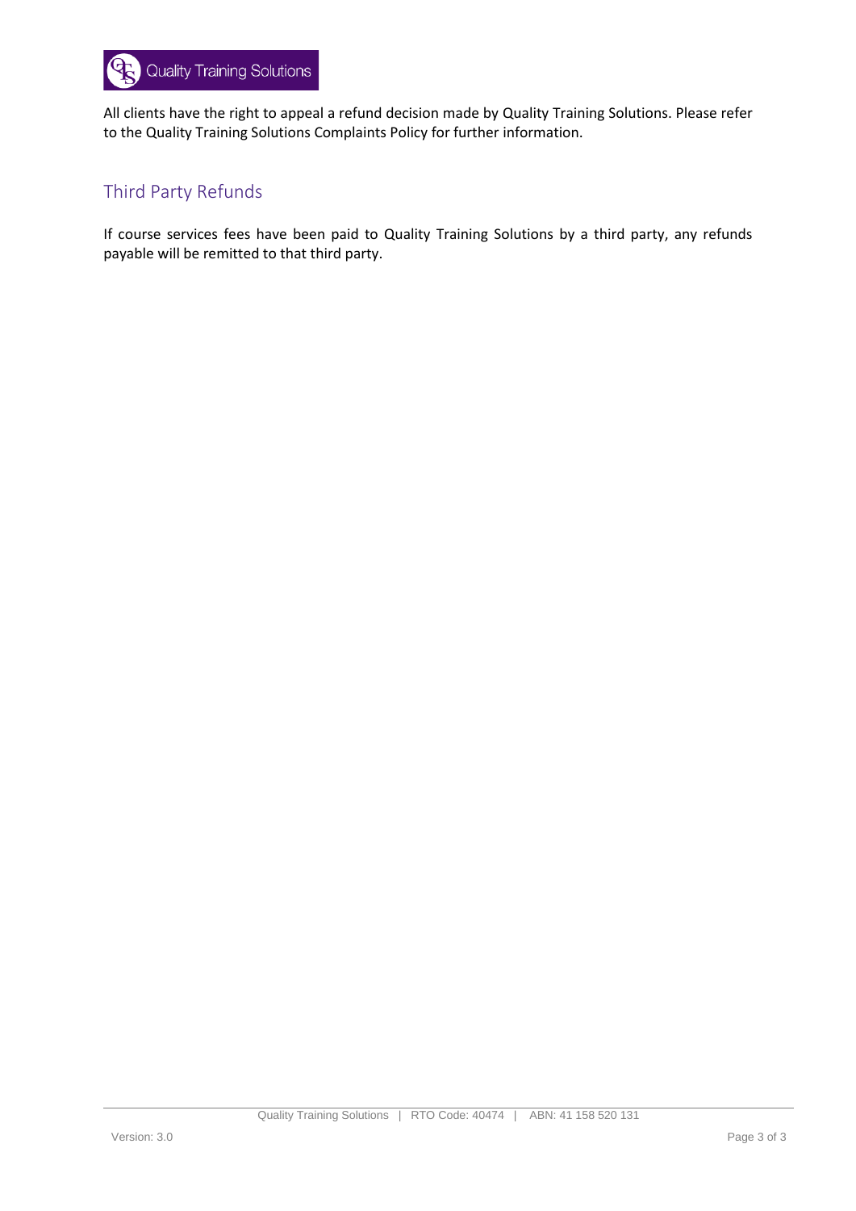All clients have the right to appeal a refund decision made by Quality Training Solutions. Please refer to the Quality Training Solutions Complaints Policy for further information.

## Third Party Refunds

If course services fees have been paid to Quality Training Solutions by a third party, any refunds payable will be remitted to that third party.